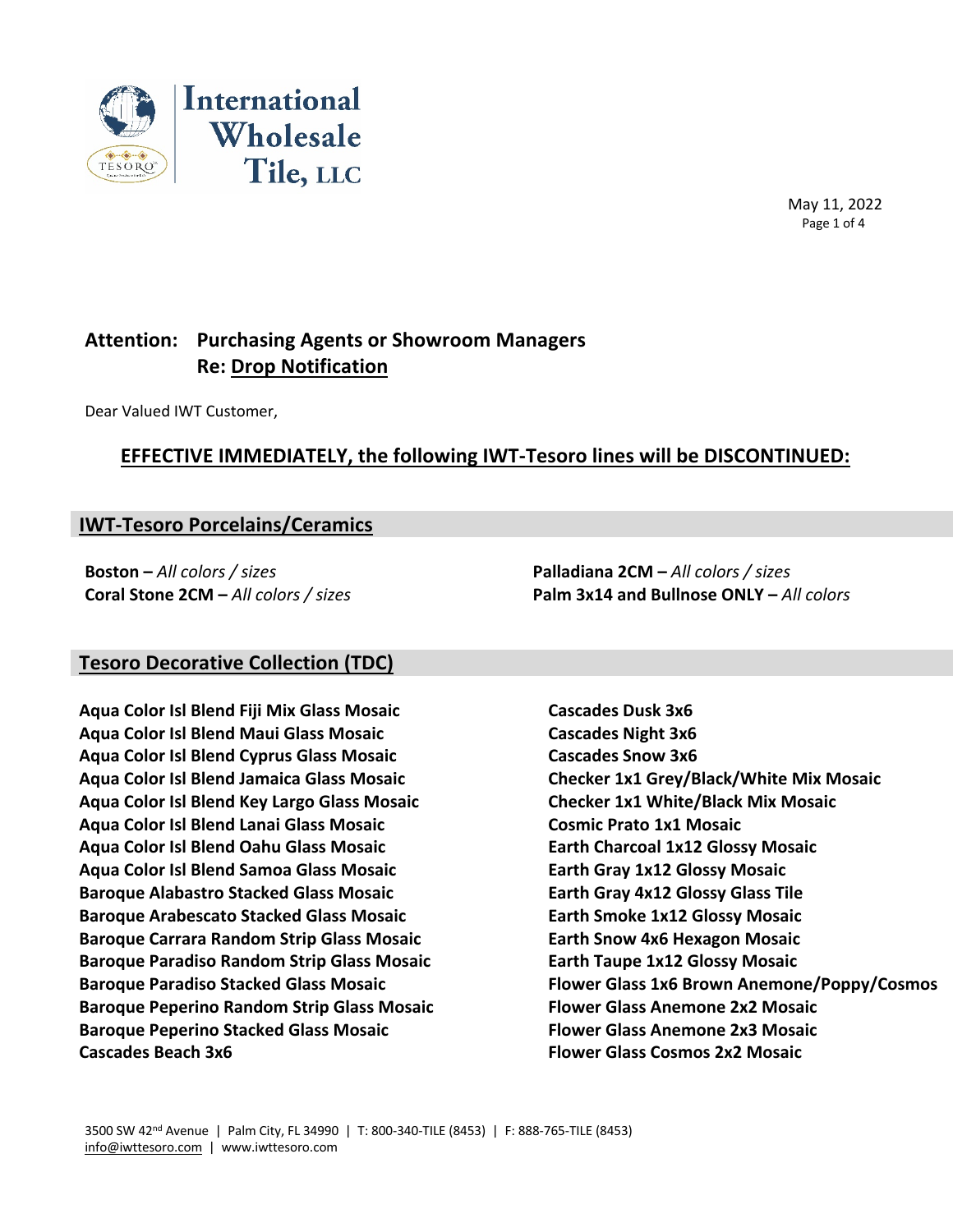International Wholesale Tile, LLC

May 11, 2022

**Attention: Purchasing Agents or Showroom Managers**
**Re: Drop Notification**

Dear Valued IWT Customer,

## EFFECTIVE IMMEDIATELY, the following IWT-Tesoro lines will be DISCONTINUED:

### IWT-Tesoro Porcelains/Ceramics

**Boston –** *All colors / sizes*
**Coral Stone 2CM –** *All colors / sizes*
**Palladiana 2CM –** *All colors / sizes*
**Palm 3x14 and Bullnose ONLY –** *All colors*

### Tesoro Decorative Collection (TDC)

**Aqua Color Isl Blend Fiji Mix Glass Mosaic**
**Aqua Color Isl Blend Maui Glass Mosaic**
**Aqua Color Isl Blend Cyprus Glass Mosaic**
**Aqua Color Isl Blend Jamaica Glass Mosaic**
**Aqua Color Isl Blend Key Largo Glass Mosaic**
**Aqua Color Isl Blend Lanai Glass Mosaic**
**Aqua Color Isl Blend Oahu Glass Mosaic**
**Aqua Color Isl Blend Samoa Glass Mosaic**
**Baroque Alabastro Stacked Glass Mosaic**
**Baroque Arabescato Stacked Glass Mosaic**
**Baroque Carrara Random Strip Glass Mosaic**
**Baroque Paradiso Random Strip Glass Mosaic**
**Baroque Paradiso Stacked Glass Mosaic**
**Baroque Peperino Random Strip Glass Mosaic**
**Baroque Peperino Stacked Glass Mosaic**
**Cascades Beach 3x6**
**Cascades Dusk 3x6**
**Cascades Night 3x6**
**Cascades Snow 3x6**
**Checker 1x1 Grey/Black/White Mix Mosaic**
**Checker 1x1 White/Black Mix Mosaic**
**Cosmic Prato 1x1 Mosaic**
**Earth Charcoal 1x12 Glossy Mosaic**
**Earth Gray 1x12 Glossy Mosaic**
**Earth Gray 4x12 Glossy Glass Tile**
**Earth Smoke 1x12 Glossy Mosaic**
**Earth Snow 4x6 Hexagon Mosaic**
**Earth Taupe 1x12 Glossy Mosaic**
**Flower Glass 1x6 Brown Anemone/Poppy/Cosmos**
**Flower Glass Anemone 2x2 Mosaic**
**Flower Glass Anemone 2x3 Mosaic**
**Flower Glass Cosmos 2x2 Mosaic**

3500 SW 42nd Avenue | Palm City, FL 34990 | T: 800-340-TILE (8453) | F: 888-765-TILE (8453)
info@iwttesoro.com | www.iwttesoro.com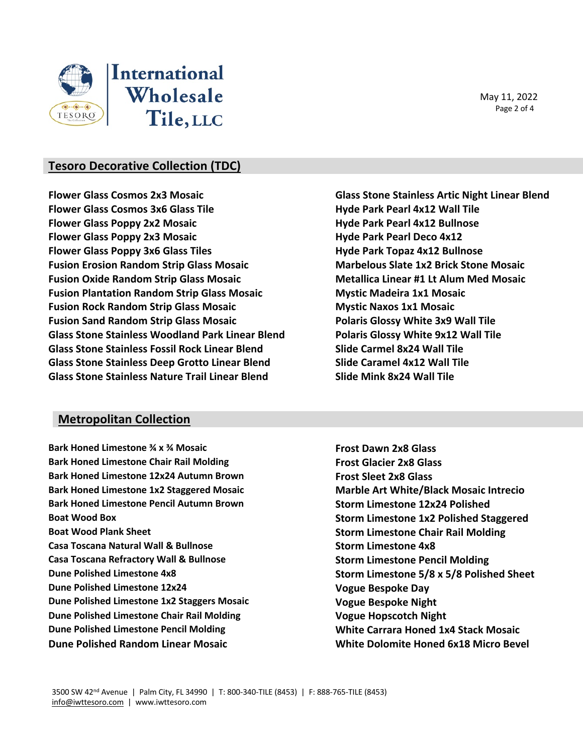## Tesoro Decorative Collection (TDC)

**Flower Glass Cosmos 2x3 Mosaic**
**Flower Glass Cosmos 3x6 Glass Tile**
**Flower Glass Poppy 2x2 Mosaic**
**Flower Glass Poppy 2x3 Mosaic**
**Flower Glass Poppy 3x6 Glass Tiles**
**Fusion Erosion Random Strip Glass Mosaic**
**Fusion Oxide Random Strip Glass Mosaic**
**Fusion Plantation Random Strip Glass Mosaic**
**Fusion Rock Random Strip Glass Mosaic**
**Fusion Sand Random Strip Glass Mosaic**
**Glass Stone Stainless Woodland Park Linear Blend**
**Glass Stone Stainless Fossil Rock Linear Blend**
**Glass Stone Stainless Deep Grotto Linear Blend**
**Glass Stone Stainless Nature Trail Linear Blend**
**Glass Stone Stainless Artic Night Linear Blend**
**Hyde Park Pearl 4x12 Wall Tile**
**Hyde Park Pearl 4x12 Bullnose**
**Hyde Park Pearl Deco 4x12**
**Hyde Park Topaz 4x12 Bullnose**
**Marbelous Slate 1x2 Brick Stone Mosaic**
**Metallica Linear #1 Lt Alum Med Mosaic**
**Mystic Madeira 1x1 Mosaic**
**Mystic Naxos 1x1 Mosaic**
**Polaris Glossy White 3x9 Wall Tile**
**Polaris Glossy White 9x12 Wall Tile**
**Slide Carmel 8x24 Wall Tile**
**Slide Caramel 4x12 Wall Tile**
**Slide Mink 8x24 Wall Tile**

## Metropolitan Collection

**Bark Honed Limestone ¾ x ¾ Mosaic**
**Bark Honed Limestone Chair Rail Molding**
**Bark Honed Limestone 12x24 Autumn Brown**
**Bark Honed Limestone 1x2 Staggered Mosaic**
**Bark Honed Limestone Pencil Autumn Brown**
**Boat Wood Box**
**Boat Wood Plank Sheet**
**Casa Toscana Natural Wall & Bullnose**
**Casa Toscana Refractory Wall & Bullnose**
**Dune Polished Limestone 4x8**
**Dune Polished Limestone 12x24**
**Dune Polished Limestone 1x2 Staggers Mosaic**
**Dune Polished Limestone Chair Rail Molding**
**Dune Polished Limestone Pencil Molding**
**Dune Polished Random Linear Mosaic**
**Frost Dawn 2x8 Glass**
**Frost Glacier 2x8 Glass**
**Frost Sleet 2x8 Glass**
**Marble Art White/Black Mosaic Intrecio**
**Storm Limestone 12x24 Polished**
**Storm Limestone 1x2 Polished Staggered**
**Storm Limestone Chair Rail Molding**
**Storm Limestone 4x8**
**Storm Limestone Pencil Molding**
**Storm Limestone 5/8 x 5/8 Polished Sheet**
**Vogue Bespoke Day**
**Vogue Bespoke Night**
**Vogue Hopscotch Night**
**White Carrara Honed 1x4 Stack Mosaic**
**White Dolomite Honed 6x18 Micro Bevel**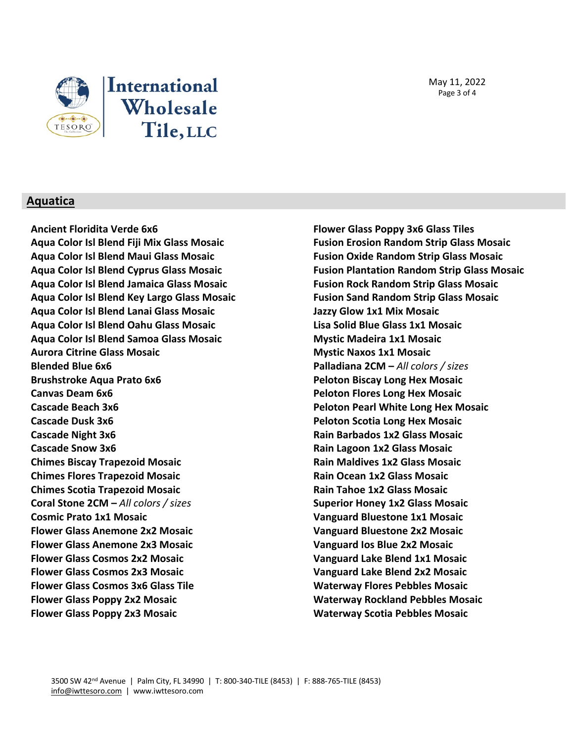## Aquatica

**Ancient Floridita Verde 6x6**
**Aqua Color Isl Blend Fiji Mix Glass Mosaic**
**Aqua Color Isl Blend Maui Glass Mosaic**
**Aqua Color Isl Blend Cyprus Glass Mosaic**
**Aqua Color Isl Blend Jamaica Glass Mosaic**
**Aqua Color Isl Blend Key Largo Glass Mosaic**
**Aqua Color Isl Blend Lanai Glass Mosaic**
**Aqua Color Isl Blend Oahu Glass Mosaic**
**Aqua Color Isl Blend Samoa Glass Mosaic**
**Aurora Citrine Glass Mosaic**
**Blended Blue 6x6**
**Brushstroke Aqua Prato 6x6**
**Canvas Deam 6x6**
**Cascade Beach 3x6**
**Cascade Dusk 3x6**
**Cascade Night 3x6**
**Cascade Snow 3x6**
**Chimes Biscay Trapezoid Mosaic**
**Chimes Flores Trapezoid Mosaic**
**Chimes Scotia Trapezoid Mosaic**
**Coral Stone 2CM –** *All colors / sizes*
**Cosmic Prato 1x1 Mosaic**
**Flower Glass Anemone 2x2 Mosaic**
**Flower Glass Anemone 2x3 Mosaic**
**Flower Glass Cosmos 2x2 Mosaic**
**Flower Glass Cosmos 2x3 Mosaic**
**Flower Glass Cosmos 3x6 Glass Tile**
**Flower Glass Poppy 2x2 Mosaic**
**Flower Glass Poppy 2x3 Mosaic**
**Flower Glass Poppy 3x6 Glass Tiles**
**Fusion Erosion Random Strip Glass Mosaic**
**Fusion Oxide Random Strip Glass Mosaic**
**Fusion Plantation Random Strip Glass Mosaic**
**Fusion Rock Random Strip Glass Mosaic**
**Fusion Sand Random Strip Glass Mosaic**
**Jazzy Glow 1x1 Mix Mosaic**
**Lisa Solid Blue Glass 1x1 Mosaic**
**Mystic Madeira 1x1 Mosaic**
**Mystic Naxos 1x1 Mosaic**
**Palladiana 2CM –** *All colors / sizes*
**Peloton Biscay Long Hex Mosaic**
**Peloton Flores Long Hex Mosaic**
**Peloton Pearl White Long Hex Mosaic**
**Peloton Scotia Long Hex Mosaic**
**Rain Barbados 1x2 Glass Mosaic**
**Rain Lagoon 1x2 Glass Mosaic**
**Rain Maldives 1x2 Glass Mosaic**
**Rain Ocean 1x2 Glass Mosaic**
**Rain Tahoe 1x2 Glass Mosaic**
**Superior Honey 1x2 Glass Mosaic**
**Vanguard Bluestone 1x1 Mosaic**
**Vanguard Bluestone 2x2 Mosaic**
**Vanguard Ios Blue 2x2 Mosaic**
**Vanguard Lake Blend 1x1 Mosaic**
**Vanguard Lake Blend 2x2 Mosaic**
**Waterway Flores Pebbles Mosaic**
**Waterway Rockland Pebbles Mosaic**
**Waterway Scotia Pebbles Mosaic**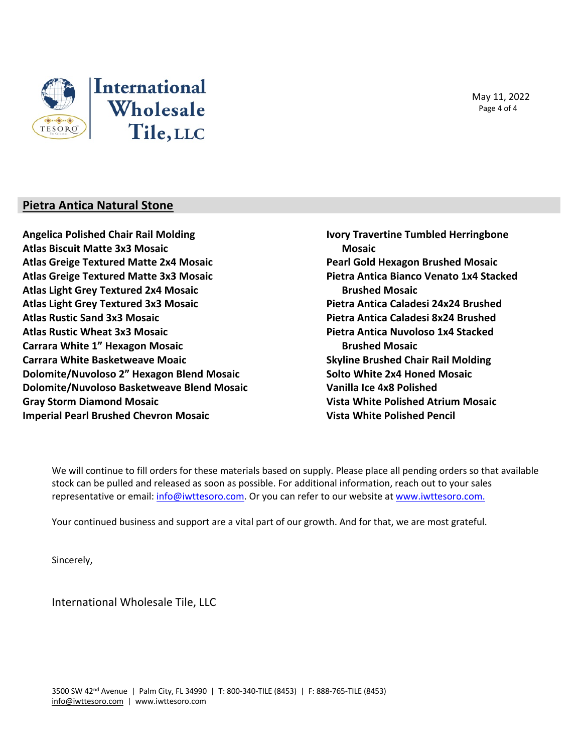## Pietra Antica Natural Stone

**Angelica Polished Chair Rail Molding**
**Atlas Biscuit Matte 3x3 Mosaic**
**Atlas Greige Textured Matte 2x4 Mosaic**
**Atlas Greige Textured Matte 3x3 Mosaic**
**Atlas Light Grey Textured 2x4 Mosaic**
**Atlas Light Grey Textured 3x3 Mosaic**
**Atlas Rustic Sand 3x3 Mosaic**
**Atlas Rustic Wheat 3x3 Mosaic**
**Carrara White 1" Hexagon Mosaic**
**Carrara White Basketweave Moaic**
**Dolomite/Nuvoloso 2" Hexagon Blend Mosaic**
**Dolomite/Nuvoloso Basketweave Blend Mosaic**
**Gray Storm Diamond Mosaic**
**Imperial Pearl Brushed Chevron Mosaic**
**Ivory Travertine Tumbled Herringbone Mosaic**
**Pearl Gold Hexagon Brushed Mosaic**
**Pietra Antica Bianco Venato 1x4 Stacked Brushed Mosaic**
**Pietra Antica Caladesi 24x24 Brushed**
**Pietra Antica Caladesi 8x24 Brushed**
**Pietra Antica Nuvoloso 1x4 Stacked Brushed Mosaic**
**Skyline Brushed Chair Rail Molding**
**Solto White 2x4 Honed Mosaic**
**Vanilla Ice 4x8 Polished**
**Vista White Polished Atrium Mosaic**
**Vista White Polished Pencil**

We will continue to fill orders for these materials based on supply. Please place all pending orders so that available stock can be pulled and released as soon as possible. For additional information, reach out to your sales representative or email: info@iwttesoro.com. Or you can refer to our website at www.iwttesoro.com.

Your continued business and support are a vital part of our growth. And for that, we are most grateful.

Sincerely,

International Wholesale Tile, LLC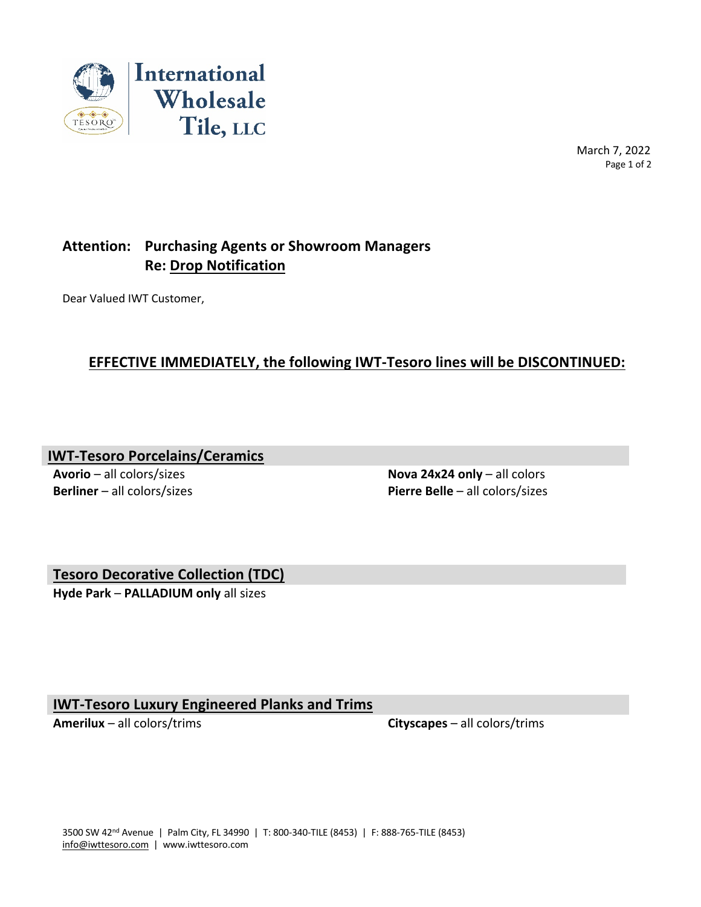International Wholesale Tile, LLC

March 7, 2022

**Attention: Purchasing Agents or Showroom Managers**
**Re: Drop Notification**

Dear Valued IWT Customer,

## EFFECTIVE IMMEDIATELY, the following IWT-Tesoro lines will be DISCONTINUED:

### IWT-Tesoro Porcelains/Ceramics

**Avorio** – all colors/sizes
**Berliner** – all colors/sizes
**Nova 24x24 only** – all colors
**Pierre Belle** – all colors/sizes

### Tesoro Decorative Collection (TDC)

**Hyde Park** – **PALLADIUM only** all sizes

### IWT-Tesoro Luxury Engineered Planks and Trims

**Amerilux** – all colors/trims
**Cityscapes** – all colors/trims

3500 SW 42nd Avenue | Palm City, FL 34990 | T: 800-340-TILE (8453) | F: 888-765-TILE (8453)
info@iwttesoro.com | www.iwttesoro.com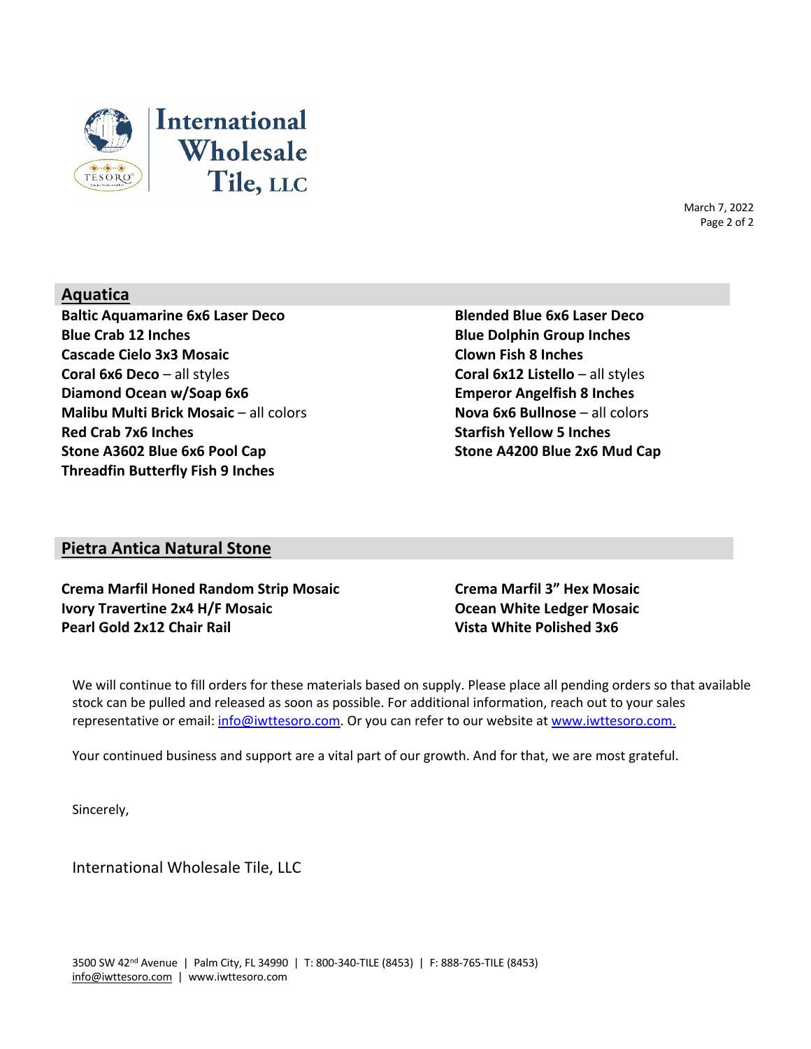## Aquatica

**Baltic Aquamarine 6x6 Laser Deco**
**Blue Crab 12 Inches**
**Cascade Cielo 3x3 Mosaic**
**Coral 6x6 Deco** – all styles
**Diamond Ocean w/Soap 6x6**
**Malibu Multi Brick Mosaic** – all colors
**Red Crab 7x6 Inches**
**Stone A3602 Blue 6x6 Pool Cap**
**Threadfin Butterfly Fish 9 Inches**
**Blended Blue 6x6 Laser Deco**
**Blue Dolphin Group Inches**
**Clown Fish 8 Inches**
**Coral 6x12 Listello** – all styles
**Emperor Angelfish 8 Inches**
**Nova 6x6 Bullnose** – all colors
**Starfish Yellow 5 Inches**
**Stone A4200 Blue 2x6 Mud Cap**

## Pietra Antica Natural Stone

**Crema Marfil Honed Random Strip Mosaic**
**Ivory Travertine 2x4 H/F Mosaic**
**Pearl Gold 2x12 Chair Rail**
**Crema Marfil 3" Hex Mosaic**
**Ocean White Ledger Mosaic**
**Vista White Polished 3x6**

We will continue to fill orders for these materials based on supply. Please place all pending orders so that available stock can be pulled and released as soon as possible. For additional information, reach out to your sales representative or email: info@iwttesoro.com. Or you can refer to our website at www.iwttesoro.com.

Your continued business and support are a vital part of our growth. And for that, we are most grateful.

Sincerely,

International Wholesale Tile, LLC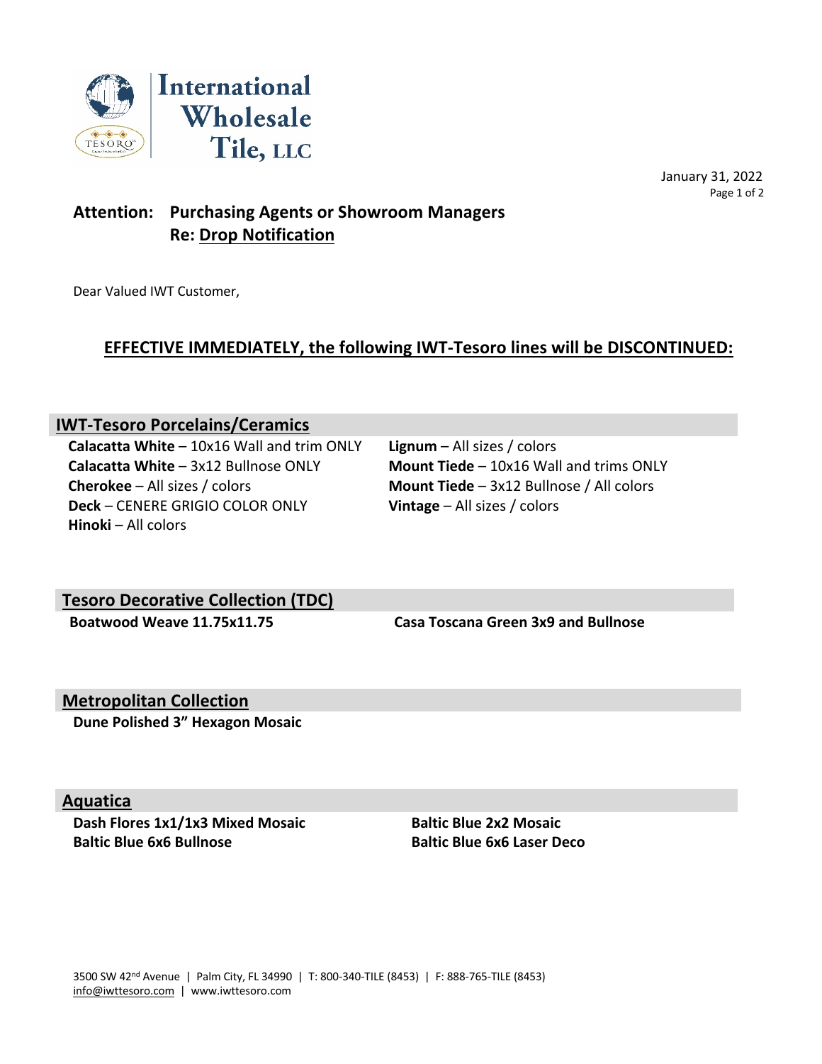International Wholesale Tile, LLC

January 31, 2022

**Attention: Purchasing Agents or Showroom Managers**
**Re: Drop Notification**

Dear Valued IWT Customer,

## EFFECTIVE IMMEDIATELY, the following IWT-Tesoro lines will be DISCONTINUED:

### IWT-Tesoro Porcelains/Ceramics

- **Calacatta White** – 10x16 Wall and trim ONLY
- **Calacatta White** – 3x12 Bullnose ONLY
- **Cherokee** – All sizes / colors
- **Deck** – CENERE GRIGIO COLOR ONLY
- **Hinoki** – All colors
- **Lignum** – All sizes / colors
- **Mount Tiede** – 10x16 Wall and trims ONLY
- **Mount Tiede** – 3x12 Bullnose / All colors
- **Vintage** – All sizes / colors

### Tesoro Decorative Collection (TDC)

- **Boatwood Weave 11.75x11.75**
- **Casa Toscana Green 3x9 and Bullnose**

### Metropolitan Collection

- **Dune Polished 3" Hexagon Mosaic**

### Aquatica

- **Dash Flores 1x1/1x3 Mixed Mosaic**
- **Baltic Blue 6x6 Bullnose**
- **Baltic Blue 2x2 Mosaic**
- **Baltic Blue 6x6 Laser Deco**

3500 SW 42nd Avenue | Palm City, FL 34990 | T: 800-340-TILE (8453) | F: 888-765-TILE (8453)
info@iwttesoro.com | www.iwttesoro.com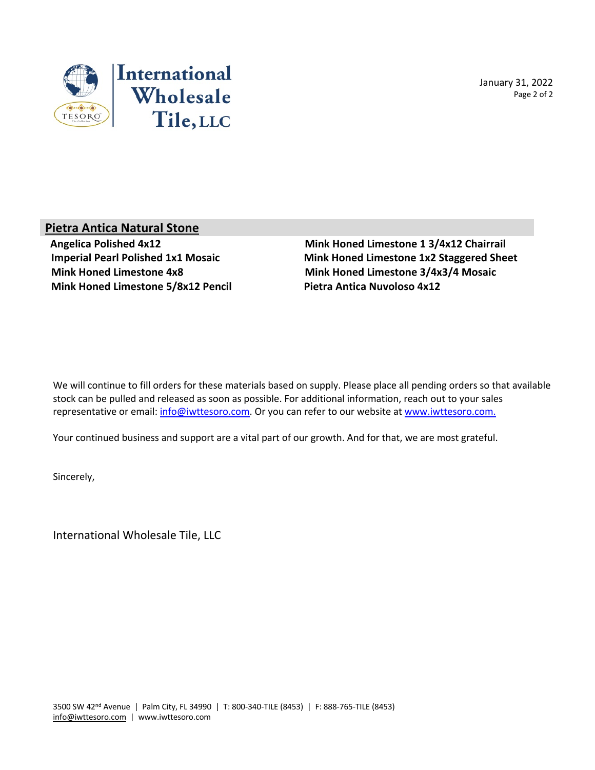## Pietra Antica Natural Stone

**Angelica Polished 4x12**
**Imperial Pearl Polished 1x1 Mosaic**
**Mink Honed Limestone 4x8**
**Mink Honed Limestone 5/8x12 Pencil**
**Mink Honed Limestone 1 3/4x12 Chairrail**
**Mink Honed Limestone 1x2 Staggered Sheet**
**Mink Honed Limestone 3/4x3/4 Mosaic**
**Pietra Antica Nuvoloso 4x12**

We will continue to fill orders for these materials based on supply. Please place all pending orders so that available stock can be pulled and released as soon as possible. For additional information, reach out to your sales representative or email: info@iwttesoro.com. Or you can refer to our website at www.iwttesoro.com.

Your continued business and support are a vital part of our growth. And for that, we are most grateful.

Sincerely,

International Wholesale Tile, LLC